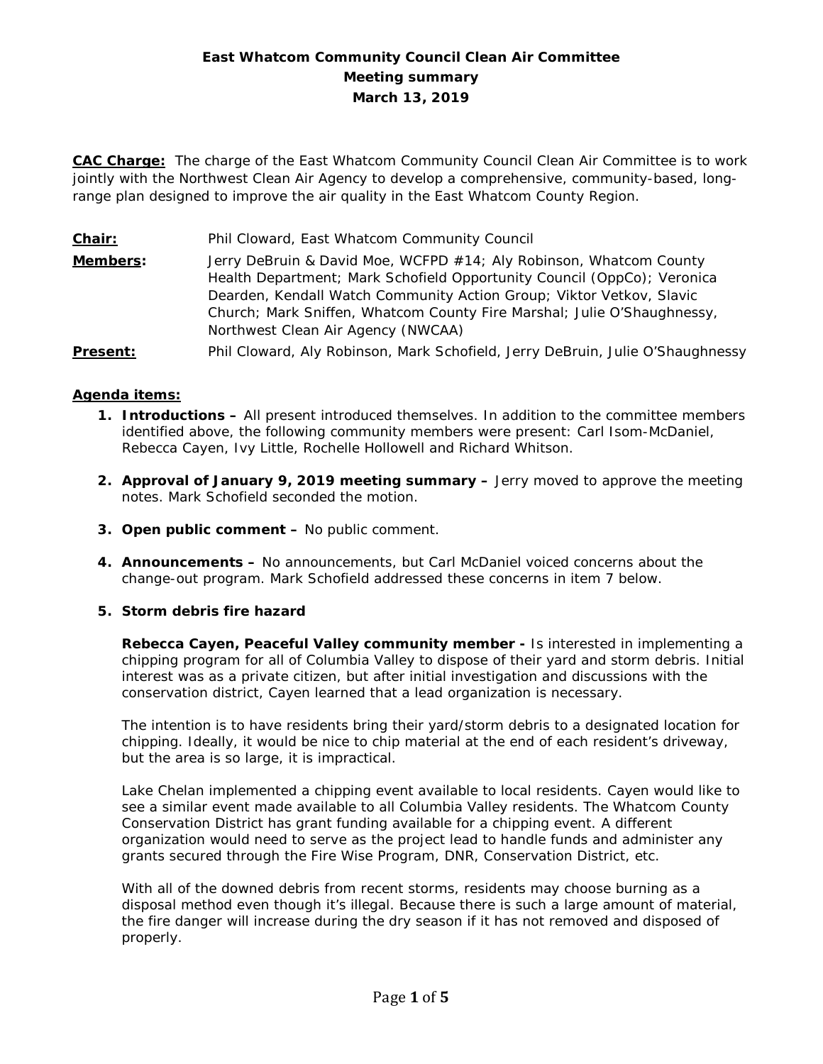# East Whatcom Community Council Clean Air Committee
## Meeting summary
### March 13, 2019

**CAC Charge:** The charge of the East Whatcom Community Council Clean Air Committee is to work jointly with the Northwest Clean Air Agency to develop a comprehensive, community-based, long-range plan designed to improve the air quality in the East Whatcom County Region.

**Chair:** Phil Cloward, East Whatcom Community Council

**Members:** Jerry DeBruin & David Moe, WCFPD #14; Aly Robinson, Whatcom County Health Department; Mark Schofield Opportunity Council (OppCo); Veronica Dearden, Kendall Watch Community Action Group; Viktor Vetkov, Slavic Church; Mark Sniffen, Whatcom County Fire Marshal; Julie O'Shaughnessy, Northwest Clean Air Agency (NWCAA)

**Present:** Phil Cloward, Aly Robinson, Mark Schofield, Jerry DeBruin, Julie O'Shaughnessy

**Agenda items:**

1. **Introductions –** All present introduced themselves. In addition to the committee members identified above, the following community members were present: Carl Isom-McDaniel, Rebecca Cayen, Ivy Little, Rochelle Hollowell and Richard Whitson.

2. **Approval of January 9, 2019 meeting summary –** Jerry moved to approve the meeting notes. Mark Schofield seconded the motion.

3. **Open public comment –** No public comment.

4. **Announcements –** No announcements, but Carl McDaniel voiced concerns about the change-out program. Mark Schofield addressed these concerns in item 7 below.

5. **Storm debris fire hazard**

   **Rebecca Cayen, Peaceful Valley community member -** Is interested in implementing a chipping program for all of Columbia Valley to dispose of their yard and storm debris. Initial interest was as a private citizen, but after initial investigation and discussions with the conservation district, Cayen learned that a lead organization is necessary.

   The intention is to have residents bring their yard/storm debris to a designated location for chipping. Ideally, it would be nice to chip material at the end of each resident's driveway, but the area is so large, it is impractical.

   Lake Chelan implemented a chipping event available to local residents. Cayen would like to see a similar event made available to all Columbia Valley residents. The Whatcom County Conservation District has grant funding available for a chipping event. A different organization would need to serve as the project lead to handle funds and administer any grants secured through the Fire Wise Program, DNR, Conservation District, etc.

   With all of the downed debris from recent storms, residents may choose burning as a disposal method even though it's illegal. Because there is such a large amount of material, the fire danger will increase during the dry season if it has not removed and disposed of properly.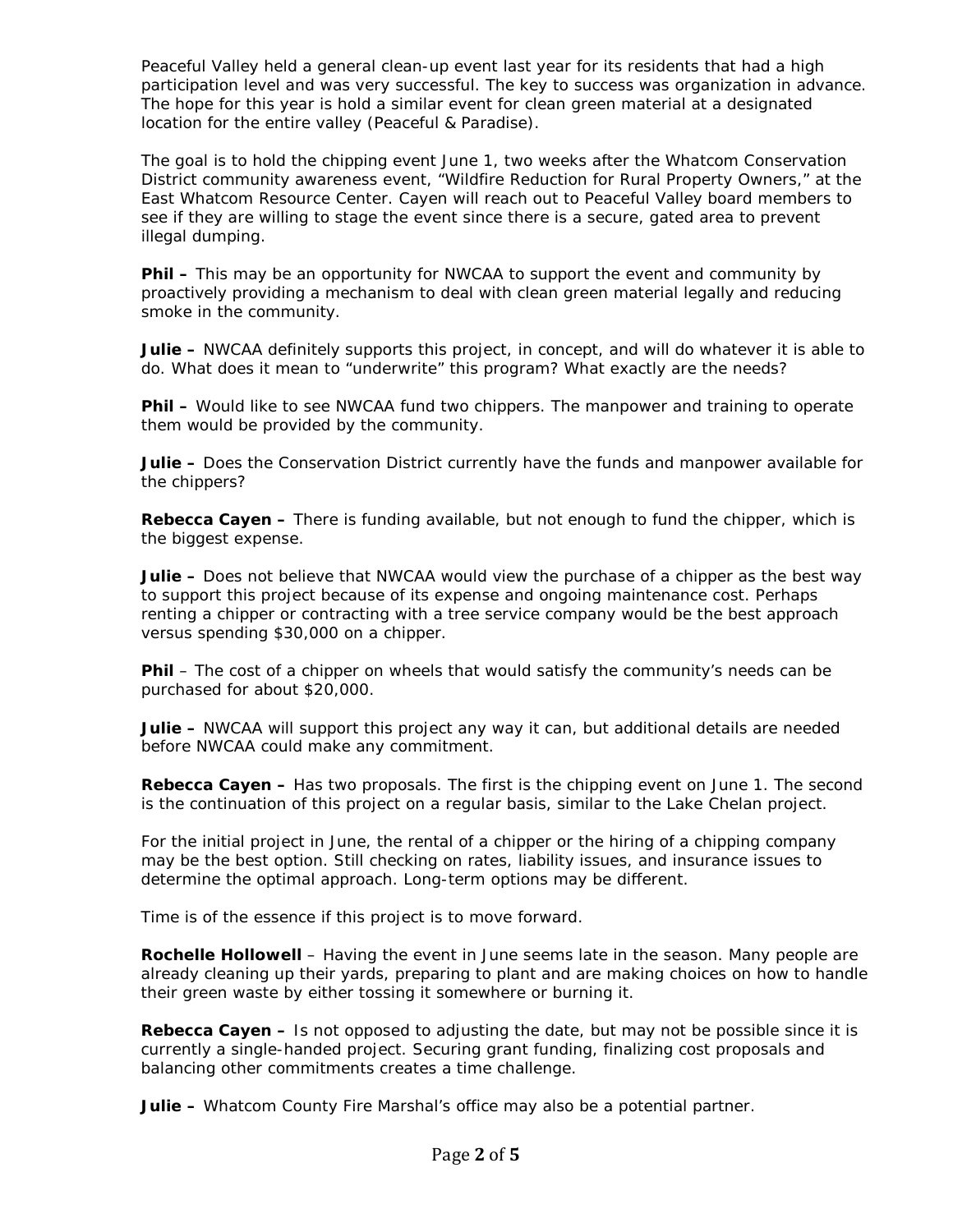Peaceful Valley held a general clean-up event last year for its residents that had a high participation level and was very successful. The key to success was organization in advance. The hope for this year is hold a similar event for clean green material at a designated location for the entire valley (Peaceful & Paradise).

The goal is to hold the chipping event June 1, two weeks after the Whatcom Conservation District community awareness event, "Wildfire Reduction for Rural Property Owners," at the East Whatcom Resource Center. Cayen will reach out to Peaceful Valley board members to see if they are willing to stage the event since there is a secure, gated area to prevent illegal dumping.

**Phil –** This may be an opportunity for NWCAA to support the event and community by proactively providing a mechanism to deal with clean green material legally and reducing smoke in the community.

**Julie –** NWCAA definitely supports this project, in concept, and will do whatever it is able to do. What does it mean to "underwrite" this program? What exactly are the needs?

**Phil –** Would like to see NWCAA fund two chippers. The manpower and training to operate them would be provided by the community.

**Julie –** Does the Conservation District currently have the funds and manpower available for the chippers?

**Rebecca Cayen –** There is funding available, but not enough to fund the chipper, which is the biggest expense.

**Julie –** Does not believe that NWCAA would view the purchase of a chipper as the best way to support this project because of its expense and ongoing maintenance cost. Perhaps renting a chipper or contracting with a tree service company would be the best approach versus spending $30,000 on a chipper.

**Phil** – The cost of a chipper on wheels that would satisfy the community's needs can be purchased for about $20,000.

**Julie –** NWCAA will support this project any way it can, but additional details are needed before NWCAA could make any commitment.

**Rebecca Cayen –** Has two proposals. The first is the chipping event on June 1. The second is the continuation of this project on a regular basis, similar to the Lake Chelan project.

For the initial project in June, the rental of a chipper or the hiring of a chipping company may be the best option. Still checking on rates, liability issues, and insurance issues to determine the optimal approach. Long-term options may be different.

Time is of the essence if this project is to move forward.

**Rochelle Hollowell** – Having the event in June seems late in the season. Many people are already cleaning up their yards, preparing to plant and are making choices on how to handle their green waste by either tossing it somewhere or burning it.

**Rebecca Cayen –** Is not opposed to adjusting the date, but may not be possible since it is currently a single-handed project. Securing grant funding, finalizing cost proposals and balancing other commitments creates a time challenge.

**Julie –** Whatcom County Fire Marshal's office may also be a potential partner.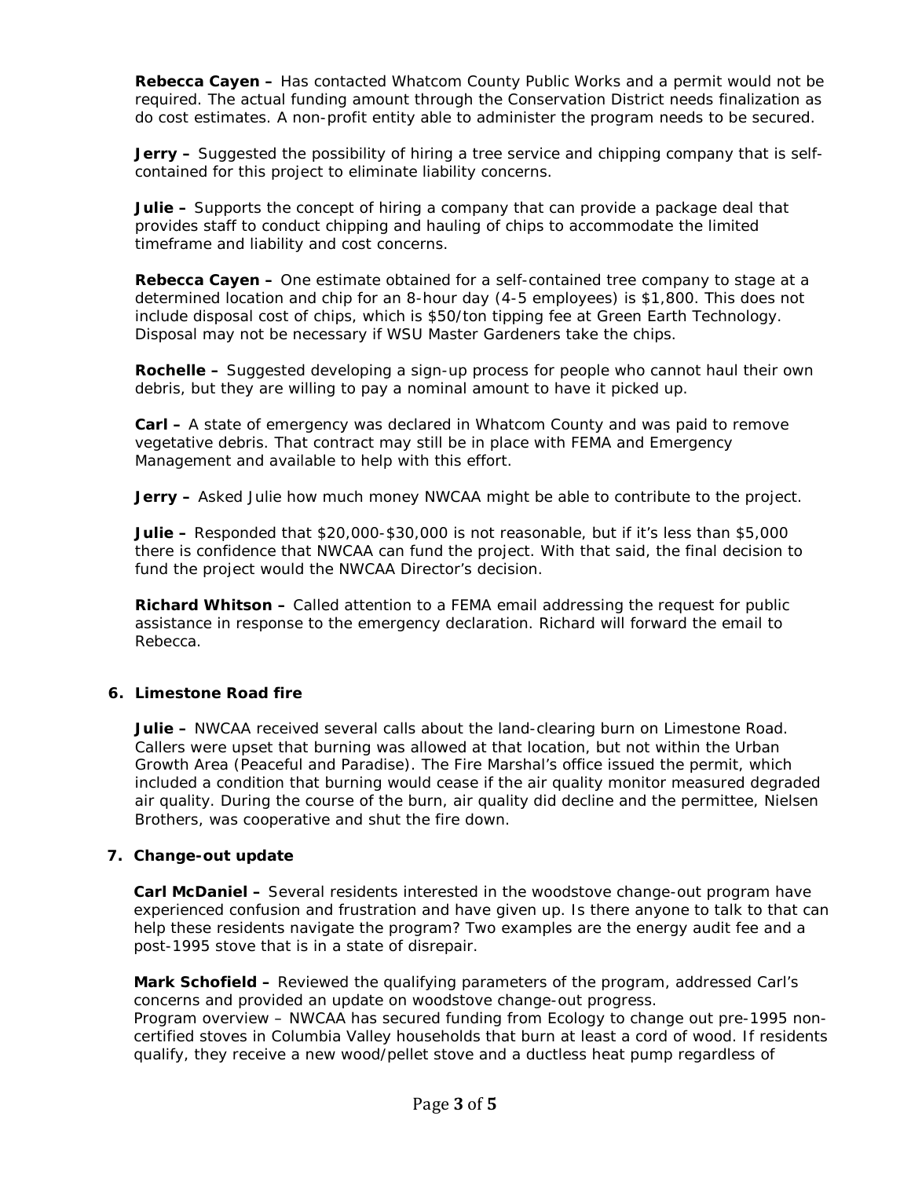**Rebecca Cayen –** Has contacted Whatcom County Public Works and a permit would not be required. The actual funding amount through the Conservation District needs finalization as do cost estimates. A non-profit entity able to administer the program needs to be secured.

**Jerry –** Suggested the possibility of hiring a tree service and chipping company that is self-contained for this project to eliminate liability concerns.

**Julie –** Supports the concept of hiring a company that can provide a package deal that provides staff to conduct chipping and hauling of chips to accommodate the limited timeframe and liability and cost concerns.

**Rebecca Cayen –** One estimate obtained for a self-contained tree company to stage at a determined location and chip for an 8-hour day (4-5 employees) is $1,800. This does not include disposal cost of chips, which is $50/ton tipping fee at Green Earth Technology. Disposal may not be necessary if WSU Master Gardeners take the chips.

**Rochelle –** Suggested developing a sign-up process for people who cannot haul their own debris, but they are willing to pay a nominal amount to have it picked up.

**Carl –** A state of emergency was declared in Whatcom County and was paid to remove vegetative debris. That contract may still be in place with FEMA and Emergency Management and available to help with this effort.

**Jerry –** Asked Julie how much money NWCAA might be able to contribute to the project.

**Julie –** Responded that $20,000-$30,000 is not reasonable, but if it's less than $5,000 there is confidence that NWCAA can fund the project. With that said, the final decision to fund the project would the NWCAA Director's decision.

**Richard Whitson –** Called attention to a FEMA email addressing the request for public assistance in response to the emergency declaration. Richard will forward the email to Rebecca.

**6. Limestone Road fire**

**Julie –** NWCAA received several calls about the land-clearing burn on Limestone Road. Callers were upset that burning was allowed at that location, but not within the Urban Growth Area (Peaceful and Paradise). The Fire Marshal's office issued the permit, which included a condition that burning would cease if the air quality monitor measured degraded air quality. During the course of the burn, air quality did decline and the permittee, Nielsen Brothers, was cooperative and shut the fire down.

**7. Change-out update**

**Carl McDaniel –** Several residents interested in the woodstove change-out program have experienced confusion and frustration and have given up. Is there anyone to talk to that can help these residents navigate the program? Two examples are the energy audit fee and a post-1995 stove that is in a state of disrepair.

**Mark Schofield –** Reviewed the qualifying parameters of the program, addressed Carl's concerns and provided an update on woodstove change-out progress.
Program overview – NWCAA has secured funding from Ecology to change out pre-1995 non-certified stoves in Columbia Valley households that burn at least a cord of wood. If residents qualify, they receive a new wood/pellet stove and a ductless heat pump regardless of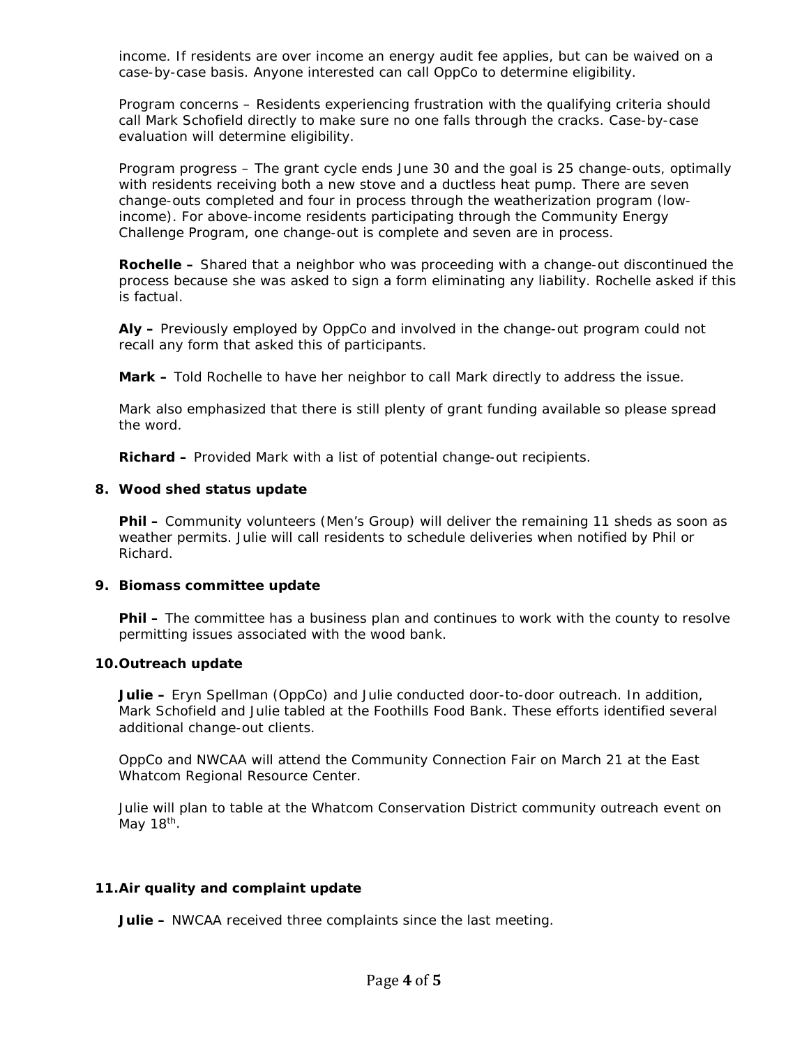income. If residents are over income an energy audit fee applies, but can be waived on a case-by-case basis. Anyone interested can call OppCo to determine eligibility.

Program concerns – Residents experiencing frustration with the qualifying criteria should call Mark Schofield directly to make sure no one falls through the cracks. Case-by-case evaluation will determine eligibility.

Program progress – The grant cycle ends June 30 and the goal is 25 change-outs, optimally with residents receiving both a new stove and a ductless heat pump. There are seven change-outs completed and four in process through the weatherization program (low-income). For above-income residents participating through the Community Energy Challenge Program, one change-out is complete and seven are in process.

**Rochelle –** Shared that a neighbor who was proceeding with a change-out discontinued the process because she was asked to sign a form eliminating any liability. Rochelle asked if this is factual.

**Aly –** Previously employed by OppCo and involved in the change-out program could not recall any form that asked this of participants.

**Mark –** Told Rochelle to have her neighbor to call Mark directly to address the issue.

Mark also emphasized that there is still plenty of grant funding available so please spread the word.

**Richard –** Provided Mark with a list of potential change-out recipients.

**8. Wood shed status update**

**Phil –** Community volunteers (Men's Group) will deliver the remaining 11 sheds as soon as weather permits. Julie will call residents to schedule deliveries when notified by Phil or Richard.

**9. Biomass committee update**

**Phil –** The committee has a business plan and continues to work with the county to resolve permitting issues associated with the wood bank.

**10. Outreach update**

**Julie –** Eryn Spellman (OppCo) and Julie conducted door-to-door outreach. In addition, Mark Schofield and Julie tabled at the Foothills Food Bank. These efforts identified several additional change-out clients.

OppCo and NWCAA will attend the Community Connection Fair on March 21 at the East Whatcom Regional Resource Center.

Julie will plan to table at the Whatcom Conservation District community outreach event on May 18th.

**11. Air quality and complaint update**

**Julie –** NWCAA received three complaints since the last meeting.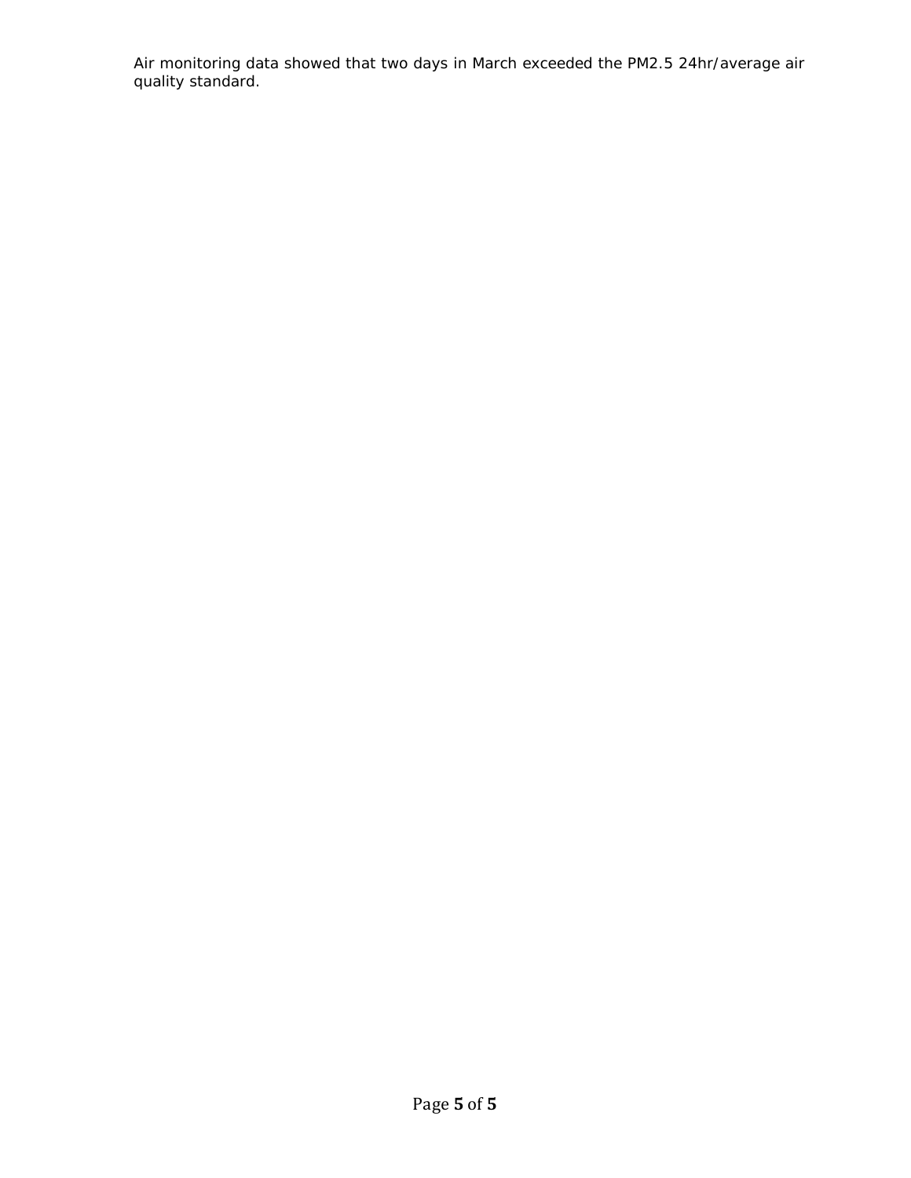Air monitoring data showed that two days in March exceeded the PM2.5 24hr/average air quality standard.